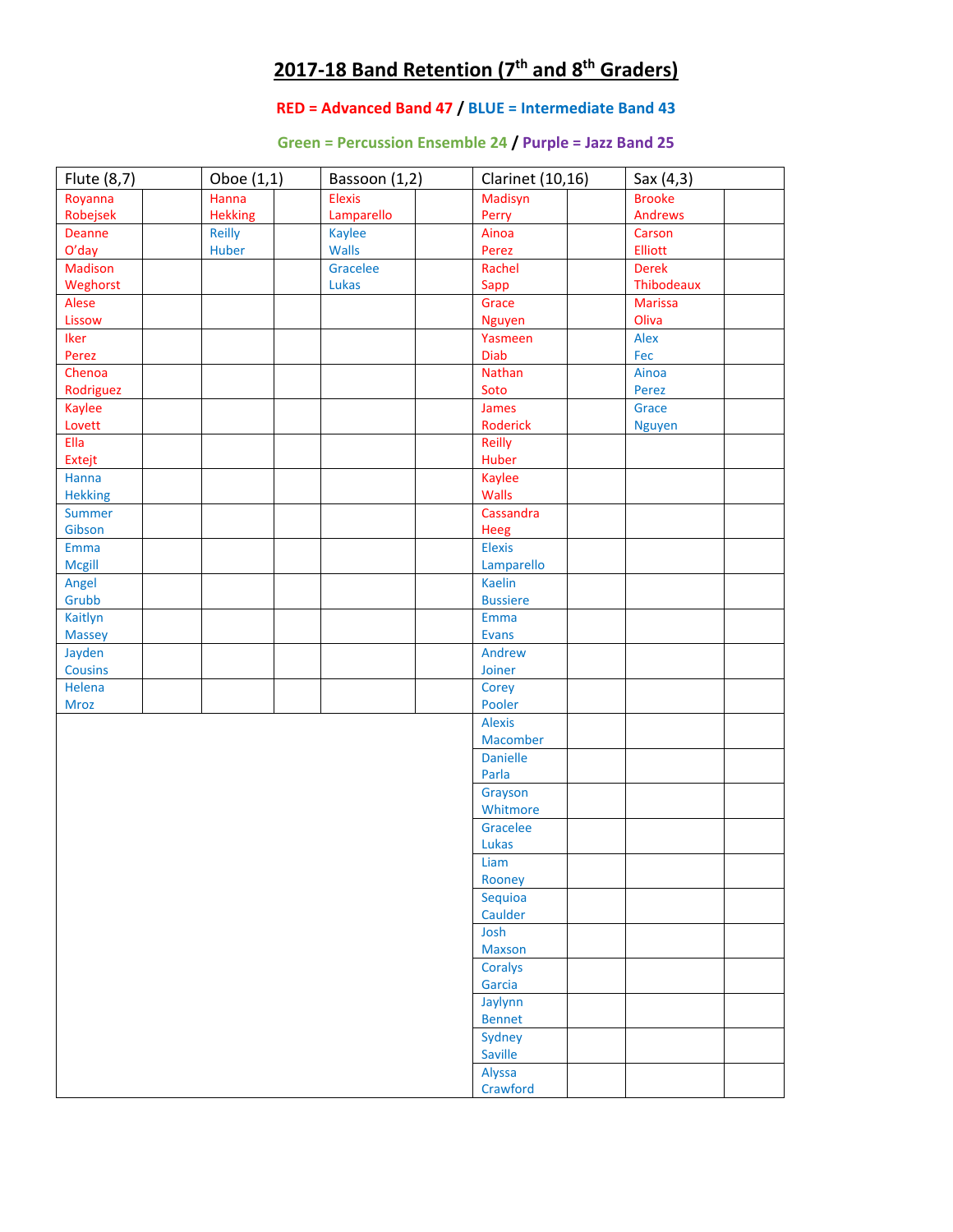# 2017-18 Band Retention (7[th] and 8[th] Graders)

**RED = Advanced Band 47 / BLUE = Intermediate Band 43**

**Green = Percussion Ensemble 24 / Purple = Jazz Band 25**

| Flute (8,7) | | Oboe (1,1) | | Bassoon (1,2) | | Clarinet (10,16) | | Sax (4,3) | |
|---|---|---|---|---|---|---|---|---|---|
| Royanna Robejsek | | Hanna Hekking | | Elexis Lamparello | | Madisyn Perry | | Brooke Andrews | |
| Deanne O'day | | Reilly Huber | | Kaylee Walls | | Ainoa Perez | | Carson Elliott | |
| Madison Weghorst | | | | Gracelee Lukas | | Rachel Sapp | | Derek Thibodeaux | |
| Alese Lissow | | | | | | Grace Nguyen | | Marissa Oliva | |
| Iker Perez | | | | | | Yasmeen Diab | | Alex Fec | |
| Chenoa Rodriguez | | | | | | Nathan Soto | | Ainoa Perez | |
| Kaylee Lovett | | | | | | James Roderick | | Grace Nguyen | |
| Ella Extejt | | | | | | Reilly Huber | | | |
| Hanna Hekking | | | | | | Kaylee Walls | | | |
| Summer Gibson | | | | | | Cassandra Heeg | | | |
| Emma Mcgill | | | | | | Elexis Lamparello | | | |
| Angel Grubb | | | | | | Kaelin Bussiere | | | |
| Kaitlyn Massey | | | | | | Emma Evans | | | |
| Jayden Cousins | | | | | | Andrew Joiner | | | |
| Helena Mroz | | | | | | Corey Pooler | | | |
| | | | | | | Alexis Macomber | | | |
| | | | | | | Danielle Parla | | | |
| | | | | | | Grayson Whitmore | | | |
| | | | | | | Gracelee Lukas | | | |
| | | | | | | Liam Rooney | | | |
| | | | | | | Sequioa Caulder | | | |
| | | | | | | Josh Maxson | | | |
| | | | | | | Coralys Garcia | | | |
| | | | | | | Jaylynn Bennet | | | |
| | | | | | | Sydney Saville | | | |
| | | | | | | Alyssa Crawford | | | |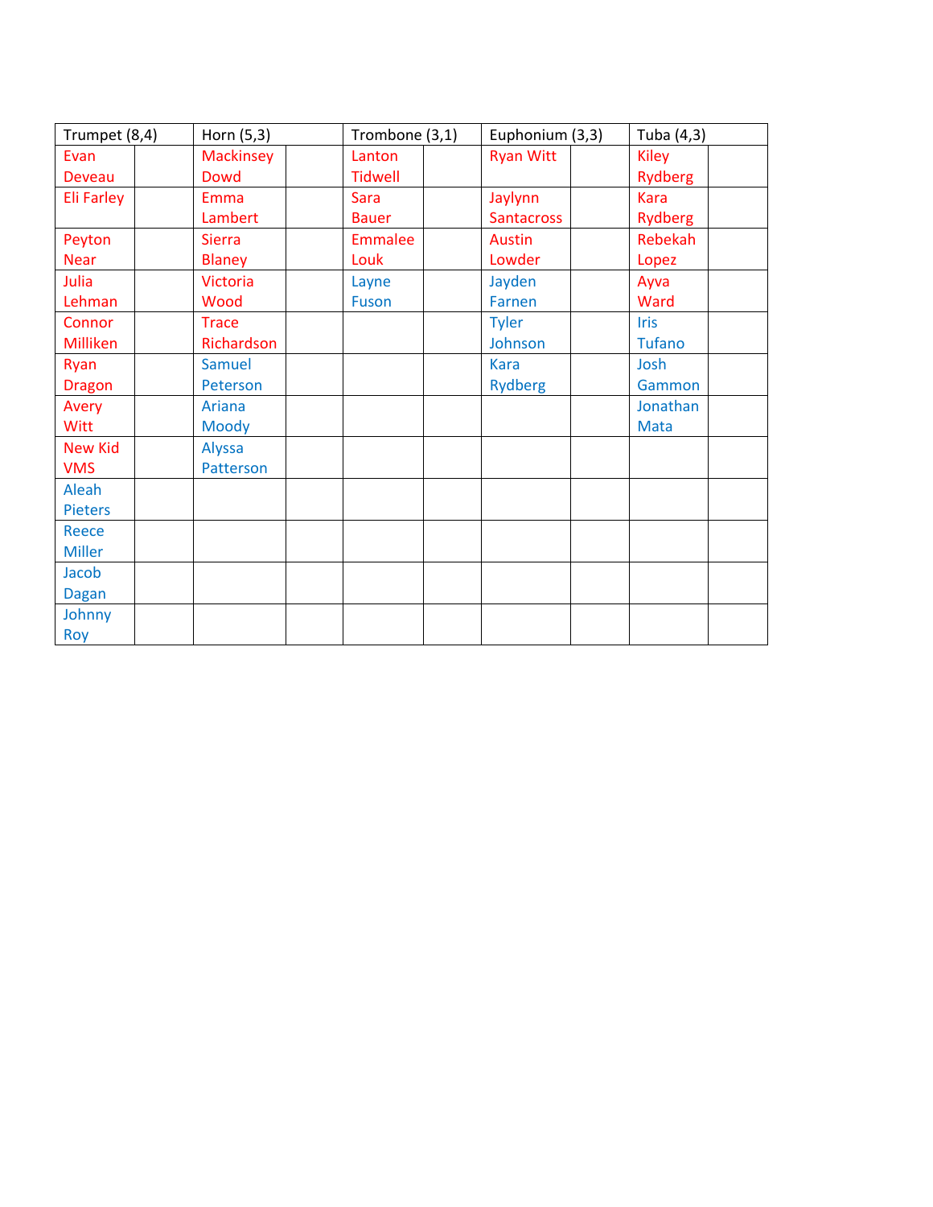| Trumpet (8,4) | | Horn (5,3) | | Trombone (3,1) | | Euphonium (3,3) | | Tuba (4,3) | |
|---|---|---|---|---|---|---|---|---|---|
| Evan Deveau | | Mackinsey Dowd | | Lanton Tidwell | | Ryan Witt | | Kiley Rydberg | |
| Eli Farley | | Emma Lambert | | Sara Bauer | | Jaylynn Santacross | | Kara Rydberg | |
| Peyton Near | | Sierra Blaney | | Emmalee Louk | | Austin Lowder | | Rebekah Lopez | |
| Julia Lehman | | Victoria Wood | | Layne Fuson | | Jayden Farnen | | Ayva Ward | |
| Connor Milliken | | Trace Richardson | | | | Tyler Johnson | | Iris Tufano | |
| Ryan Dragon | | Samuel Peterson | | | | Kara Rydberg | | Josh Gammon | |
| Avery Witt | | Ariana Moody | | | | | | Jonathan Mata | |
| New Kid VMS | | Alyssa Patterson | | | | | | | |
| Aleah Pieters | | | | | | | | | |
| Reece Miller | | | | | | | | | |
| Jacob Dagan | | | | | | | | | |
| Johnny Roy | | | | | | | | | |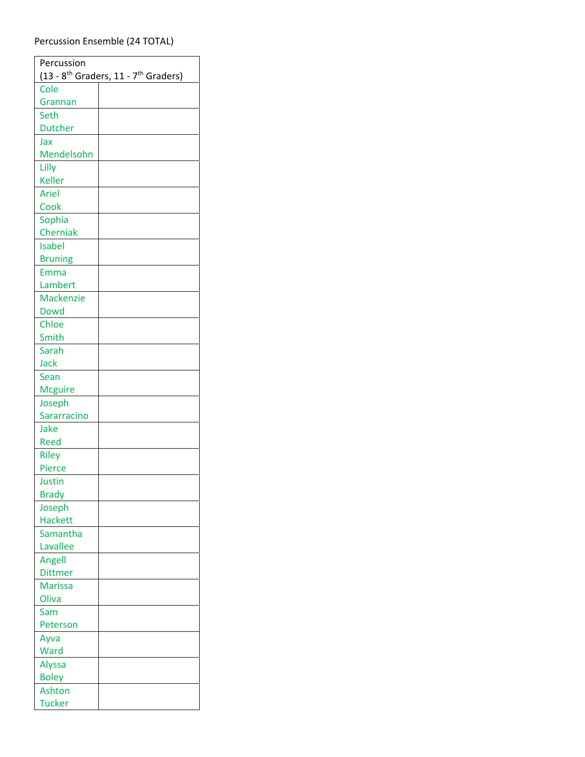Percussion Ensemble (24 TOTAL)

| Percussion (13 - 8th Graders, 11 - 7th Graders) | |
|---|---|
| Cole Grannan | |
| Seth Dutcher | |
| Jax Mendelsohn | |
| Lilly Keller | |
| Ariel Cook | |
| Sophia Cherniak | |
| Isabel Bruning | |
| Emma Lambert | |
| Mackenzie Dowd | |
| Chloe Smith | |
| Sarah Jack | |
| Sean Mcguire | |
| Joseph Sararracino | |
| Jake Reed | |
| Riley Pierce | |
| Justin Brady | |
| Joseph Hackett | |
| Samantha Lavallee | |
| Angell Dittmer | |
| Marissa Oliva | |
| Sam Peterson | |
| Ayva Ward | |
| Alyssa Boley | |
| Ashton Tucker | |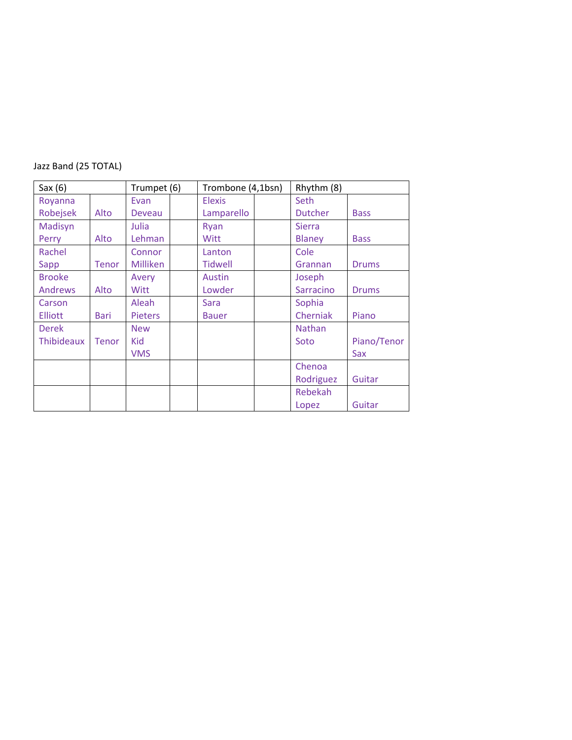Jazz Band (25 TOTAL)

| Sax (6) | | Trumpet (6) | | Trombone (4,1bsn) | | Rhythm (8) | |
|---|---|---|---|---|---|---|---|
| Royanna Robejsek | Alto | Evan Deveau | | Elexis Lamparello | | Seth Dutcher | Bass |
| Madisyn Perry | Alto | Julia Lehman | | Ryan Witt | | Sierra Blaney | Bass |
| Rachel Sapp | Tenor | Connor Milliken | | Lanton Tidwell | | Cole Grannan | Drums |
| Brooke Andrews | Alto | Avery Witt | | Austin Lowder | | Joseph Sarracino | Drums |
| Carson Elliott | Bari | Aleah Pieters | | Sara Bauer | | Sophia Cherniak | Piano |
| Derek Thibideaux | Tenor | New Kid VMS | | | | Nathan Soto | Piano/Tenor Sax |
| | | | | | | Chenoa Rodriguez | Guitar |
| | | | | | | Rebekah Lopez | Guitar |